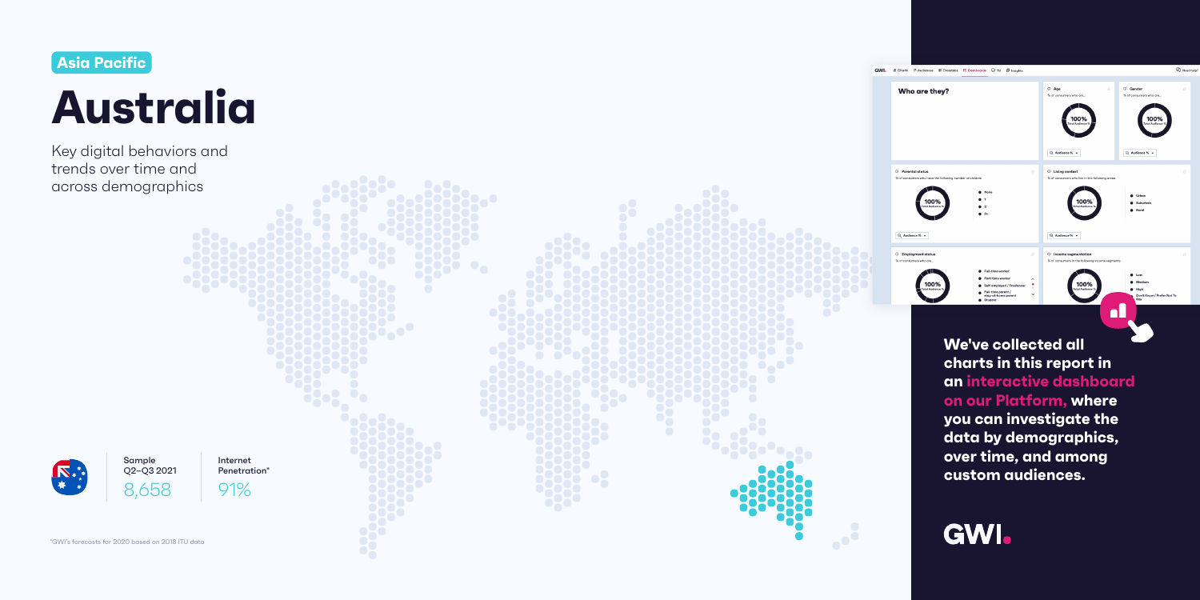Asia Pacific

# Australia

Key digital behaviors and trends over time and across demographics

Sample
Q2–Q3 2021
8,658

Internet Penetration*
91%

*GWI's forecasts for 2020 based on 2018 ITU data

**We've collected all charts in this report in an interactive dashboard on our Platform, where you can investigate the data by demographics, over time, and among custom audiences.**

GWI.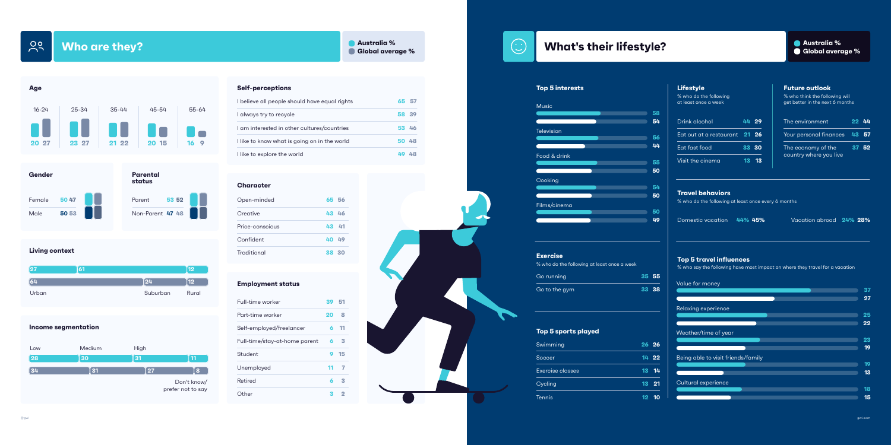## Who are they?

Australia % | Global average %

### Age

| | 16-24 | 25-34 | 35-44 | 45-54 | 55-64 |
|---|---|---|---|---|---|
| Australia % | 20 | 23 | 21 | 20 | 16 |
| Global average % | 27 | 27 | 22 | 15 | 9 |

### Gender

| | Australia % | Global average % |
|---|---|---|
| Female | 50 | 47 |
| Male | 50 | 53 |

### Parental status

| | Australia % | Global average % |
|---|---|---|
| Parent | 53 | 52 |
| Non-Parent | 47 | 48 |

### Living context

| | Urban | Suburban | Rural |
|---|---|---|---|
| Australia % | 27 | 61 | 12 |
| Global average % | 64 | 24 | 12 |

### Income segmentation

| | Low | Medium | High | Don't know/ prefer not to say |
|---|---|---|---|---|
| Australia % | 28 | 30 | 31 | 11 |
| Global average % | 34 | 31 | 27 | 8 |

### Self-perceptions

| | Australia % | Global average % |
|---|---|---|
| I believe all people should have equal rights | 65 | 57 |
| I always try to recycle | 58 | 39 |
| I am interested in other cultures/countries | 53 | 46 |
| I like to know what is going on in the world | 50 | 48 |
| I like to explore the world | 49 | 48 |

### Character

| | Australia % | Global average % |
|---|---|---|
| Open-minded | 65 | 56 |
| Creative | 43 | 46 |
| Price-conscious | 43 | 41 |
| Confident | 40 | 49 |
| Traditional | 38 | 30 |

### Employment status

| | Australia % | Global average % |
|---|---|---|
| Full-time worker | 39 | 51 |
| Part-time worker | 20 | 8 |
| Self-employed/freelancer | 6 | 11 |
| Full-time/stay-at-home parent | 6 | 3 |
| Student | 9 | 15 |
| Unemployed | 11 | 7 |
| Retired | 6 | 3 |
| Other | 3 | 2 |

## What's their lifestyle?

Australia % | Global average %

### Top 5 interests

| | Australia % | Global average % |
|---|---|---|
| Music | 58 | 54 |
| Television | 56 | 44 |
| Food & drink | 55 | 50 |
| Cooking | 54 | 50 |
| Films/cinema | 50 | 49 |

### Lifestyle

% who do the following at least once a week

| | Australia % | Global average % |
|---|---|---|
| Drink alcohol | 44 | 29 |
| Eat out at a restaurant | 21 | 26 |
| Eat fast food | 33 | 30 |
| Visit the cinema | 13 | 13 |

### Future outlook

% who think the following will get better in the next 6 months

| | Australia % | Global average % |
|---|---|---|
| The environment | 22 | 44 |
| Your personal finances | 43 | 57 |
| The economy of the country where you live | 37 | 52 |

### Travel behaviors

% who do the following at least once every 6 months

| | Australia % | Global average % |
|---|---|---|
| Domestic vacation | 44% | 45% |
| Vacation abroad | 24% | 28% |

### Exercise

% who do the following at least once a week

| | Australia % | Global average % |
|---|---|---|
| Go running | 35 | 55 |
| Go to the gym | 33 | 38 |

### Top 5 sports played

| | Australia % | Global average % |
|---|---|---|
| Swimming | 26 | 26 |
| Soccer | 14 | 22 |
| Exercise classes | 13 | 14 |
| Cycling | 13 | 21 |
| Tennis | 12 | 10 |

### Top 5 travel influences

% who say the following have most impact on where they travel for a vacation

| | Australia % | Global average % |
|---|---|---|
| Value for money | 37 | 27 |
| Relaxing experience | 25 | 22 |
| Weather/time of year | 23 | 19 |
| Being able to visit friends/family | 19 | 13 |
| Cultural experience | 18 | 15 |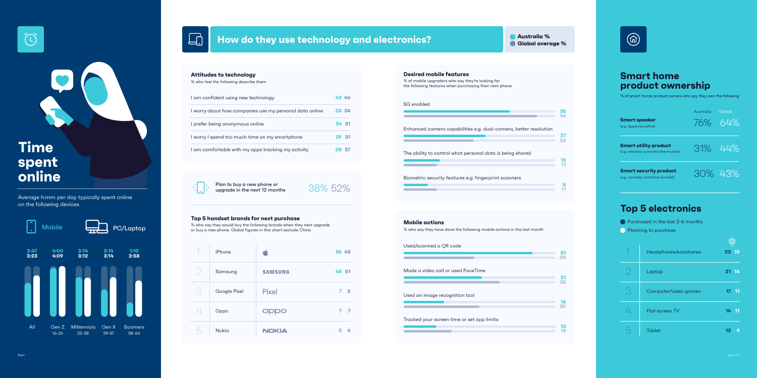# Time spent online

Average h:mm per day typically spent online on the following devices

| | Mobile | PC/Laptop |
|---|---|---|
| All | 2:47 | 3:23 |
| Gen Z 16-24 | 4:00 | 4:09 |
| Millennials 25-38 | 3:14 | 3:12 |
| Gen X 39-57 | 2:14 | 3:14 |
| Boomers 58-64 | 1:10 | 2:58 |

## How do they use technology and electronics?

Australia % | Global average %

### Attitudes to technology

% who feel the following describe them

| | Australia | Global |
|---|---|---|
| I am confident using new technology | 43 | 44 |
| I worry about how companies use my personal data online | 38 | 34 |
| I prefer being anonymous online | 34 | 31 |
| I worry I spend too much time on my smartphone | 29 | 31 |
| I am comfortable with my apps tracking my activity | 28 | 27 |

Plan to buy a new phone or upgrade in the next 12 months: 38% 52%

### Top 5 handset brands for next purchase

% who say they would buy the following brands when they next upgrade or buy a new phone. Global figures in this chart exclude China

| | Brand | Australia | Global |
|---|---|---|---|
| 1 | iPhone | 56 | 43 |
| 2 | Samsung | 45 | 51 |
| 3 | Google Pixel | 7 | 2 |
| 4 | Oppo | 7 | 7 |
| 5 | Nokia | 5 | 4 |

### Desired mobile features

% of mobile upgraders who say they're looking for the following features when purchasing their next phone

| | Australia | Global |
|---|---|---|
| 5G enabled | 35 | 44 |
| Enhanced camera capabilities e.g. dual-camera, better resolution | 27 | 23 |
| The ability to control what personal data is being shared | 12 | 11 |
| Biometric security features e.g. fingerprint scanners | 8 | 11 |

### Mobile actions

% who say they have done the following mobile actions in the last month

| | Australia | Global |
|---|---|---|
| Used/scanned a QR code | 51 | 28 |
| Made a video call or used FaceTime | 31 | 38 |
| Used an image recognition tool | 16 | 30 |
| Tracked your screen time or set app limits | 13 | 19 |

## Smart home product ownership

% of smart home product owners who say they own the following

| | Australia | Global |
|---|---|---|
| **Smart speaker** (e.g. Apple HomePod) | 76% | 64% |
| **Smart utility product** (e.g. remotely controlled thermostat) | 31% | 44% |
| **Smart security product** (e.g. remotely controlled doorbell) | 30% | 43% |

## Top 5 electronics

| | | Purchased in the last 3-6 months | Planning to purchase |
|---|---|---|---|
| 1 | Headphones/earphones | 23 | 10 |
| 2 | Laptop | 21 | 14 |
| 3 | Computer/video games | 17 | 11 |
| 4 | Flat-screen TV | 14 | 11 |
| 5 | Tablet | 13 | 9 |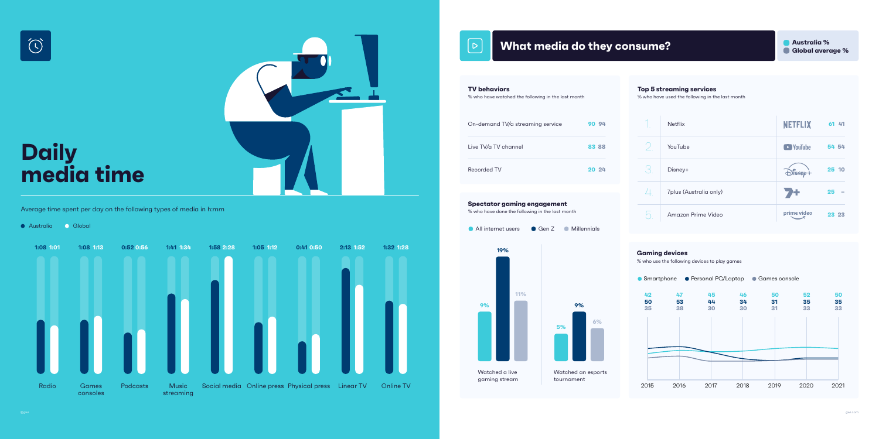# Daily media time

Average time spent per day on the following types of media in h:mm

| Media | Australia | Global |
| --- | --- | --- |
| Radio | 1:08 | 1:01 |
| Games consoles | 1:08 | 1:13 |
| Podcasts | 0:52 | 0:56 |
| Music streaming | 1:41 | 1:34 |
| Social media | 1:58 | 2:28 |
| Online press | 1:05 | 1:12 |
| Physical press | 0:41 | 0:50 |
| Linear TV | 2:13 | 1:52 |
| Online TV | 1:32 | 1:28 |

## What media do they consume?

Australia % / Global average %

### TV behaviors

% who have watched the following in the last month

| | Australia % | Global average % |
| --- | --- | --- |
| On-demand TV/a streaming service | 90 | 94 |
| Live TV/a TV channel | 83 | 88 |
| Recorded TV | 20 | 24 |

### Top 5 streaming services

% who have used the following in the last month

| | Service | Australia % | Global average % |
| --- | --- | --- | --- |
| 1. | Netflix | 61 | 41 |
| 2. | YouTube | 54 | 54 |
| 3. | Disney+ | 25 | 10 |
| 4. | 7plus (Australia only) | 25 | – |
| 5. | Amazon Prime Video | 23 | 23 |

### Spectator gaming engagement

% who have done the following in the last month

| | All internet users | Gen Z | Millennials |
| --- | --- | --- | --- |
| Watched a live gaming stream | 9% | 19% | 11% |
| Watched an esports tournament | 5% | 9% | 6% |

### Gaming devices

% who use the following devices to play games

| | 2015 | 2016 | 2017 | 2018 | 2019 | 2020 | 2021 |
| --- | --- | --- | --- | --- | --- | --- | --- |
| Smartphone | 42 | 47 | 45 | 46 | 50 | 52 | 50 |
| Personal PC/Laptop | 50 | 53 | 44 | 34 | 31 | 35 | 35 |
| Games console | 35 | 38 | 30 | 30 | 31 | 33 | 33 |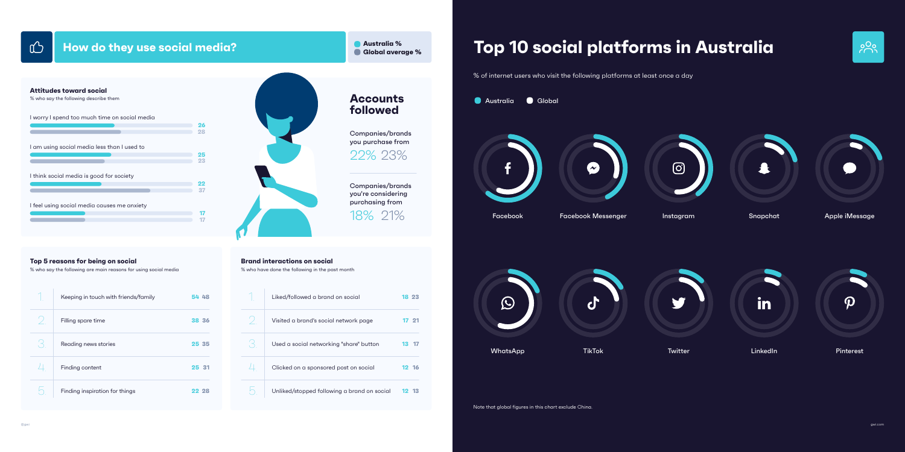## How do they use social media?

Australia % | Global average %

### Attitudes toward social

% who say the following describe them

| Statement | Australia % | Global average % |
|---|---|---|
| I worry I spend too much time on social media | 26 | 28 |
| I am using social media less than I used to | 25 | 23 |
| I think social media is good for society | 22 | 37 |
| I feel using social media causes me anxiety | 17 | 17 |

### Accounts followed

| | Australia % | Global average % |
|---|---|---|
| Companies/brands you purchase from | 22% | 23% |
| Companies/brands you're considering purchasing from | 18% | 21% |

### Top 5 reasons for being on social

% who say the following are main reasons for using social media

| # | Reason | Australia % | Global average % |
|---|---|---|---|
| 1. | Keeping in touch with friends/family | 54 | 48 |
| 2. | Filling spare time | 38 | 36 |
| 3. | Reading news stories | 25 | 35 |
| 4. | Finding content | 25 | 31 |
| 5. | Finding inspiration for things | 22 | 28 |

### Brand interactions on social

% who have done the following in the past month

| # | Interaction | Australia % | Global average % |
|---|---|---|---|
| 1. | Liked/followed a brand on social | 18 | 23 |
| 2. | Visited a brand's social network page | 17 | 21 |
| 3. | Used a social networking "share" button | 13 | 17 |
| 4. | Clicked on a sponsored post on social | 12 | 16 |
| 5. | Unliked/stopped following a brand on social | 12 | 13 |

## Top 10 social platforms in Australia

% of internet users who visit the following platforms at least once a day

Australia | Global

- Facebook
- Facebook Messenger
- Instagram
- Snapchat
- Apple iMessage
- WhatsApp
- TikTok
- Twitter
- LinkedIn
- Pinterest

Note that global figures in this chart exclude China.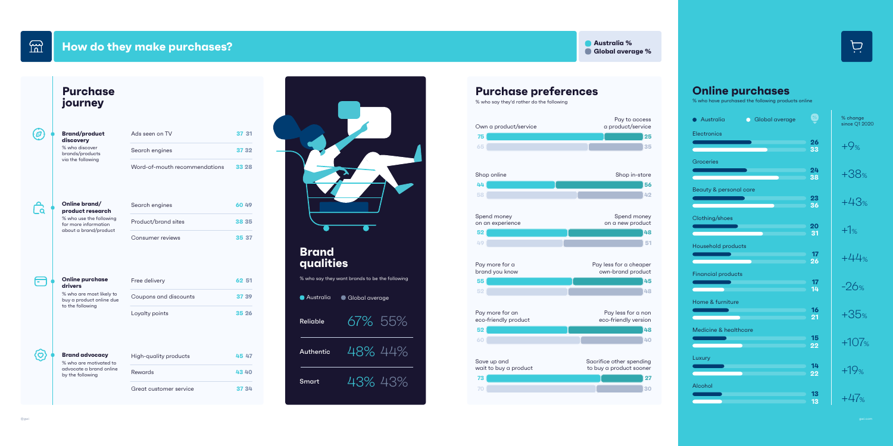# How do they make purchases?

Australia % | Global average %

## Purchase journey

### Brand/product discovery

% who discover brands/products via the following

| | Australia | Global average |
|---|---|---|
| Ads seen on TV | 37 | 31 |
| Search engines | 37 | 32 |
| Word-of-mouth recommendations | 33 | 28 |

### Online brand/product research

% who use the following for more information about a brand/product

| | Australia | Global average |
|---|---|---|
| Search engines | 60 | 49 |
| Product/brand sites | 38 | 35 |
| Consumer reviews | 35 | 37 |

### Online purchase drivers

% who are most likely to buy a product online due to the following

| | Australia | Global average |
|---|---|---|
| Free delivery | 62 | 51 |
| Coupons and discounts | 37 | 39 |
| Loyalty points | 35 | 26 |

### Brand advocacy

% who are motivated to advocate a brand online by the following

| | Australia | Global average |
|---|---|---|
| High-quality products | 45 | 47 |
| Rewards | 43 | 40 |
| Great customer service | 37 | 34 |

## Brand qualities

% who say they want brands to be the following

| | Australia | Global average |
|---|---|---|
| Reliable | 67% | 55% |
| Authentic | 48% | 44% |
| Smart | 43% | 43% |

## Purchase preferences

% who say they'd rather do the following

| Option A | Australia | Global average | Option B | Australia | Global average |
|---|---|---|---|---|---|
| Own a product/service | 75 | 65 | Pay to access a product/service | 25 | 35 |
| Shop online | 44 | 58 | Shop in-store | 56 | 42 |
| Spend money on an experience | 52 | 49 | Spend money on a new product | 48 | 51 |
| Pay more for a brand you know | 55 | 52 | Pay less for a cheaper own-brand product | 45 | 48 |
| Pay more for an eco-friendly product | 52 | 60 | Pay less for a non eco-friendly version | 48 | 40 |
| Save up and wait to buy a product | 73 | 70 | Sacrifice other spending to buy a product sooner | 27 | 30 |

## Online purchases

% who have purchased the following products online

| | Australia | Global average | % change since Q1 2020 |
|---|---|---|---|
| Electronics | 26 | 33 | +9% |
| Groceries | 24 | 38 | +38% |
| Beauty & personal care | 23 | 36 | +43% |
| Clothing/shoes | 20 | 31 | +1% |
| Household products | 17 | 26 | +44% |
| Financial products | 17 | 14 | -26% |
| Home & furniture | 16 | 21 | +35% |
| Medicine & healthcare | 15 | 22 | +107% |
| Luxury | 14 | 22 | +19% |
| Alcohol | 13 | 13 | +47% |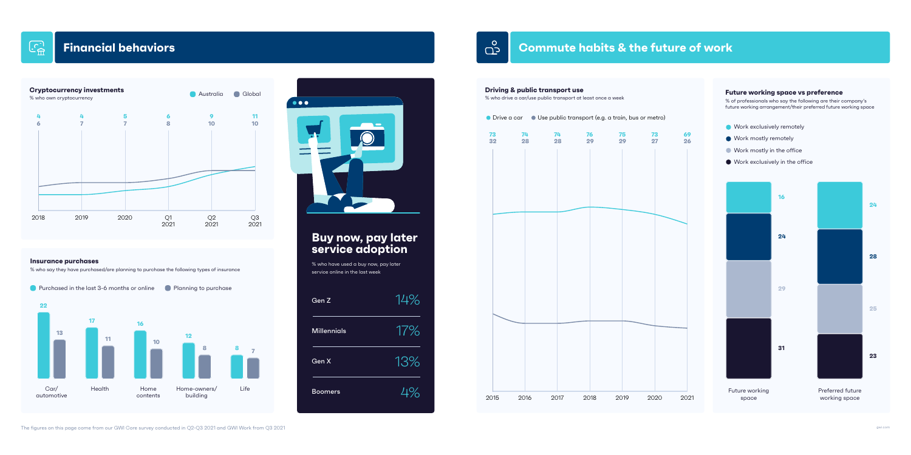# Financial behaviors

### Cryptocurrency investments

% who own cryptocurrency

| | 2018 | 2019 | 2020 | Q1 2021 | Q2 2021 | Q3 2021 |
|---|---|---|---|---|---|---|
| Australia | 4 | 4 | 5 | 6 | 9 | 11 |
| Global | 6 | 7 | 7 | 8 | 10 | 10 |

### Insurance purchases

% who say they have purchased/are planning to purchase the following types of insurance

| | Purchased in the last 3-6 months or online | Planning to purchase |
|---|---|---|
| Car/automotive | 22 | 13 |
| Health | 17 | 11 |
| Home contents | 16 | 10 |
| Home-owners/building | 12 | 8 |
| Life | 8 | 7 |

## Buy now, pay later service adoption

% who have used a buy now, pay later service online in the last week

| | |
|---|---|
| Gen Z | 14% |
| Millennials | 17% |
| Gen X | 13% |
| Boomers | 4% |

# Commute habits & the future of work

### Driving & public transport use

% who drive a car/use public transport at least once a week

| | 2015 | 2016 | 2017 | 2018 | 2019 | 2020 | 2021 |
|---|---|---|---|---|---|---|---|
| Drive a car | 73 | 74 | 74 | 76 | 75 | 73 | 69 |
| Use public transport (e.g. a train, bus or metro) | 32 | 28 | 28 | 29 | 29 | 27 | 26 |

### Future working space vs preference

% of professionals who say the following are their company's future working arrangement/their preferred future working space

| | Future working space | Preferred future working space |
|---|---|---|
| Work exclusively remotely | 16 | 24 |
| Work mostly remotely | 24 | 28 |
| Work mostly in the office | 29 | 25 |
| Work exclusively in the office | 31 | 23 |

The figures on this page come from our GWI Core survey conducted in Q2-Q3 2021 and GWI Work from Q3 2021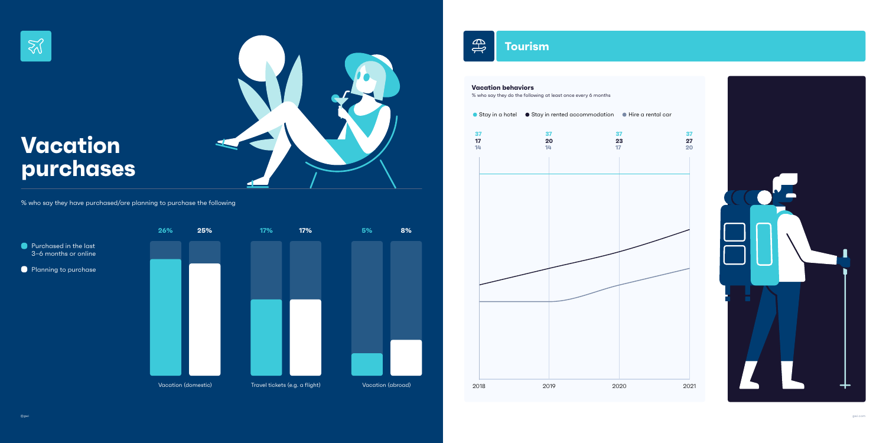# Vacation purchases

% who say they have purchased/are planning to purchase the following

| | Purchased in the last 3–6 months or online | Planning to purchase |
|---|---|---|
| Vacation (domestic) | 26% | 25% |
| Travel tickets (e.g. a flight) | 17% | 17% |
| Vacation (abroad) | 5% | 8% |

## Tourism

### Vacation behaviors

% who say they do the following at least once every 6 months

| | 2018 | 2019 | 2020 | 2021 |
|---|---|---|---|---|
| Stay in a hotel | 37 | 37 | 37 | 37 |
| Stay in rented accommodation | 17 | 20 | 23 | 27 |
| Hire a rental car | 14 | 14 | 17 | 20 |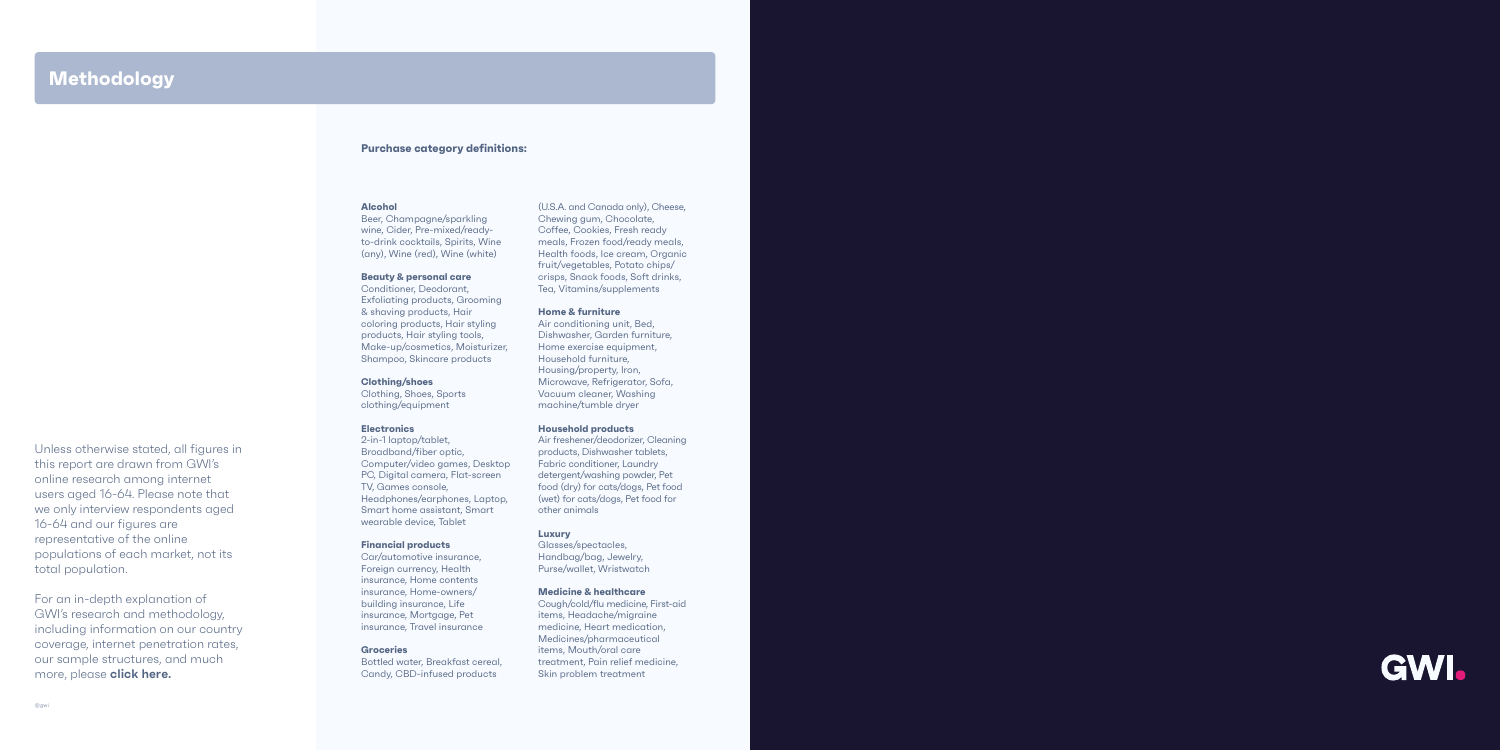## Methodology

Unless otherwise stated, all figures in this report are drawn from GWI's online research among internet users aged 16-64. Please note that we only interview respondents aged 16-64 and our figures are representative of the online populations of each market, not its total population.

For an in-depth explanation of GWI's research and methodology, including information on our country coverage, internet penetration rates, our sample structures, and much more, please **click here.**

**Purchase category definitions:**

**Alcohol**
Beer, Champagne/sparkling wine, Cider, Pre-mixed/ready-to-drink cocktails, Spirits, Wine (any), Wine (red), Wine (white)

**Beauty & personal care**
Conditioner, Deodorant, Exfoliating products, Grooming & shaving products, Hair coloring products, Hair styling products, Hair styling tools, Make-up/cosmetics, Moisturizer, Shampoo, Skincare products

**Clothing/shoes**
Clothing, Shoes, Sports clothing/equipment

**Electronics**
2-in-1 laptop/tablet, Broadband/fiber optic, Computer/video games, Desktop PC, Digital camera, Flat-screen TV, Games console, Headphones/earphones, Laptop, Smart home assistant, Smart wearable device, Tablet

**Financial products**
Car/automotive insurance, Foreign currency, Health insurance, Home contents insurance, Home-owners/building insurance, Life insurance, Mortgage, Pet insurance, Travel insurance

**Groceries**
Bottled water, Breakfast cereal, Candy, CBD-infused products (U.S.A. and Canada only), Cheese, Chewing gum, Chocolate, Coffee, Cookies, Fresh ready meals, Frozen food/ready meals, Health foods, Ice cream, Organic fruit/vegetables, Potato chips/crisps, Snack foods, Soft drinks, Tea, Vitamins/supplements

**Home & furniture**
Air conditioning unit, Bed, Dishwasher, Garden furniture, Home exercise equipment, Household furniture, Housing/property, Iron, Microwave, Refrigerator, Sofa, Vacuum cleaner, Washing machine/tumble dryer

**Household products**
Air freshener/deodorizer, Cleaning products, Dishwasher tablets, Fabric conditioner, Laundry detergent/washing powder, Pet food (dry) for cats/dogs, Pet food (wet) for cats/dogs, Pet food for other animals

**Luxury**
Glasses/spectacles, Handbag/bag, Jewelry, Purse/wallet, Wristwatch

**Medicine & healthcare**
Cough/cold/flu medicine, First-aid items, Headache/migraine medicine, Heart medication, Medicines/pharmaceutical items, Mouth/oral care treatment, Pain relief medicine, Skin problem treatment